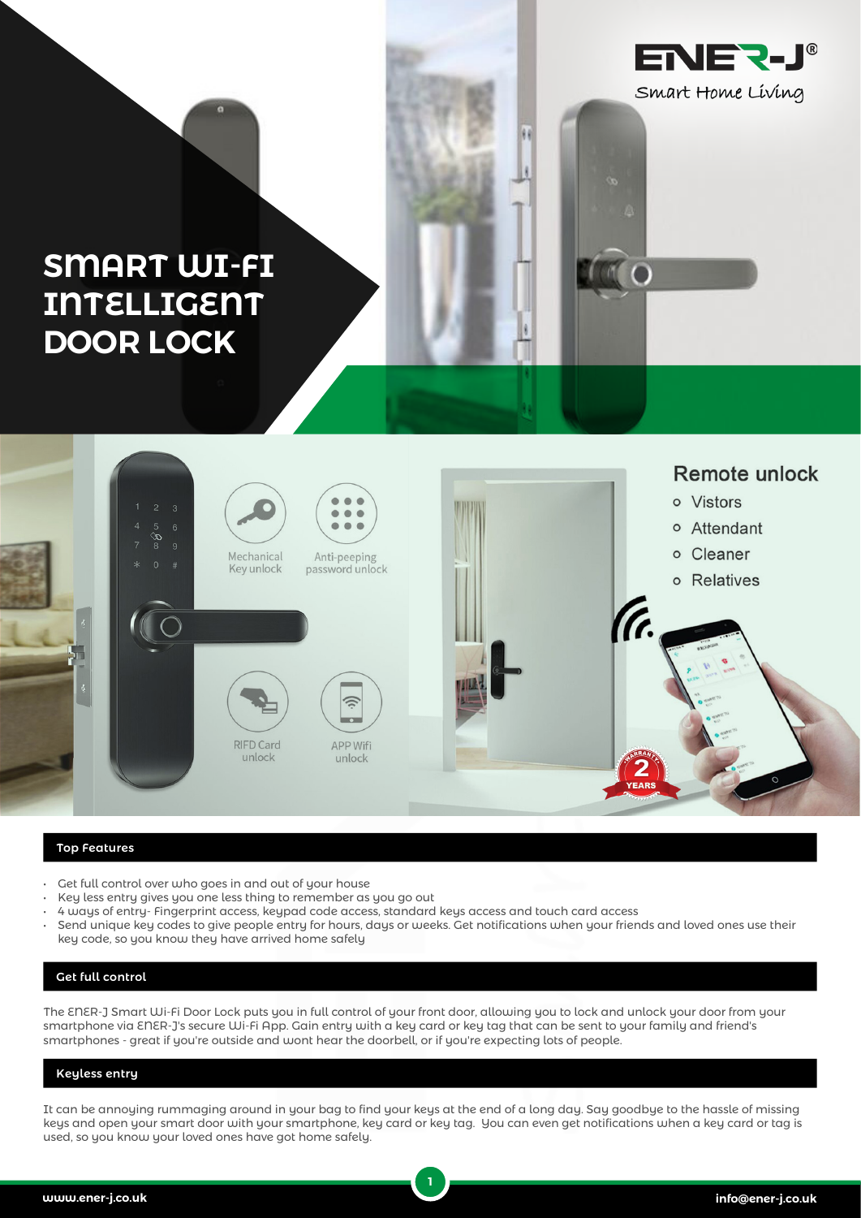ENER-J®
Smart Home Living

# SMART WI-FI INTELLIGENT DOOR LOCK

Mechanical Key unlock

Anti-peeping password unlock

RIFD Card unlock

APP Wifi unlock

**Remote unlock**

- Vistors
- Attendant
- Cleaner
- Relatives

## Top Features

- Get full control over who goes in and out of your house
- Key less entry gives you one less thing to remember as you go out
- 4 ways of entry- Fingerprint access, keypad code access, standard keys access and touch card access
- Send unique key codes to give people entry for hours, days or weeks. Get notifications when your friends and loved ones use their key code, so you know they have arrived home safely

## Get full control

The ENER-J Smart Wi-Fi Door Lock puts you in full control of your front door, allowing you to lock and unlock your door from your smartphone via ENER-J's secure Wi-Fi App. Gain entry with a key card or key tag that can be sent to your family and friend's smartphones - great if you're outside and wont hear the doorbell, or if you're expecting lots of people.

## Keyless entry

It can be annoying rummaging around in your bag to find your keys at the end of a long day. Say goodbye to the hassle of missing keys and open your smart door with your smartphone, key card or key tag. You can even get notifications when a key card or tag is used, so you know your loved ones have got home safely.

www.ener-j.co.uk info@ener-j.co.uk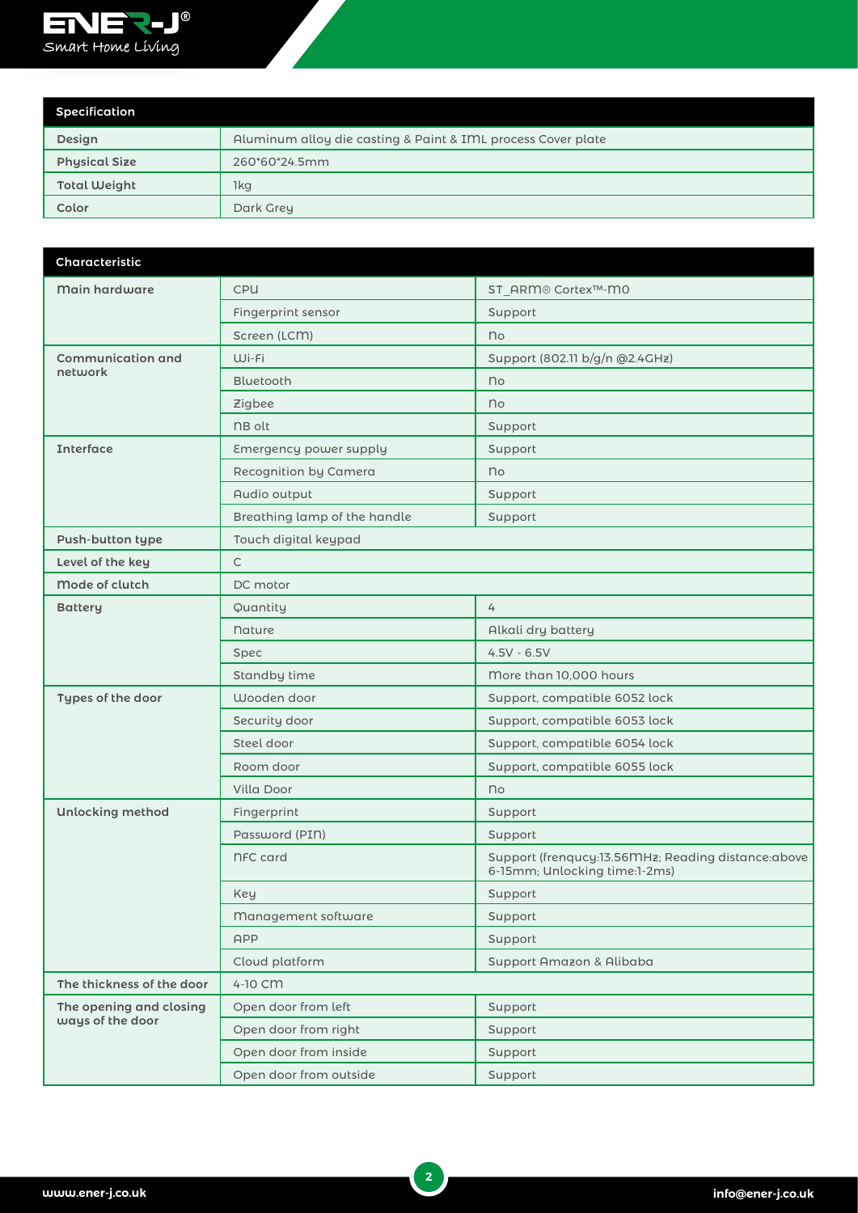| Specification | |
|---|---|
| Design | Aluminum alloy die casting & Paint & IML process Cover plate |
| Physical Size | 260*60*24.5mm |
| Total Weight | 1kg |
| Color | Dark Grey |

| Characteristic | | |
|---|---|---|
| Main hardware | CPU | ST_ARM® Cortex™-M0 |
| | Fingerprint sensor | Support |
| | Screen (LCM) | No |
| Communication and network | Wi-Fi | Support (802.11 b/g/n @2.4GHz) |
| | Bluetooth | No |
| | Zigbee | No |
| | NB olt | Support |
| Interface | Emergency power supply | Support |
| | Recognition by Camera | No |
| | Audio output | Support |
| | Breathing lamp of the handle | Support |
| Push-button type | Touch digital keypad | |
| Level of the key | C | |
| Mode of clutch | DC motor | |
| Battery | Quantity | 4 |
| | Nature | Alkali dry battery |
| | Spec | 4.5V - 6.5V |
| | Standby time | More than 10,000 hours |
| Types of the door | Wooden door | Support, compatible 6052 lock |
| | Security door | Support, compatible 6053 lock |
| | Steel door | Support, compatible 6054 lock |
| | Room door | Support, compatible 6055 lock |
| | Villa Door | No |
| Unlocking method | Fingerprint | Support |
| | Password (PIN) | Support |
| | NFC card | Support (frenqucy:13.56MHz; Reading distance:above 6-15mm; Unlocking time:1-2ms) |
| | Key | Support |
| | Management software | Support |
| | APP | Support |
| | Cloud platform | Support Amazon & Alibaba |
| The thickness of the door | 4-10 CM | |
| The opening and closing ways of the door | Open door from left | Support |
| | Open door from right | Support |
| | Open door from inside | Support |
| | Open door from outside | Support |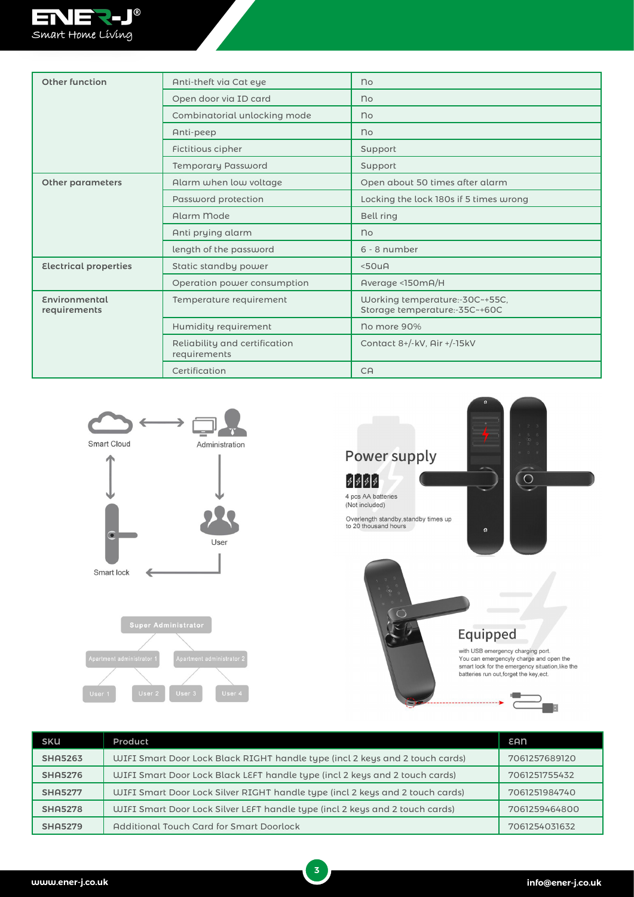| | | |
|---|---|---|
| Other function | Anti-theft via Cat eye | No |
| | Open door via ID card | No |
| | Combinatorial unlocking mode | No |
| | Anti-peep | No |
| | Fictitious cipher | Support |
| | Temporary Password | Support |
| Other parameters | Alarm when low voltage | Open about 50 times after alarm |
| | Password protection | Locking the lock 180s if 5 times wrong |
| | Alarm Mode | Bell ring |
| | Anti prying alarm | No |
| | length of the password | 6 - 8 number |
| Electrical properties | Static standby power | <50uA |
| | Operation power consumption | Average <150mA/H |
| Environmental requirements | Temperature requirement | Working temperature:-30C~+55C, Storage temperature:-35C~+60C |
| | Humidity requirement | No more 90% |
| | Reliability and certification requirements | Contact 8+/-kV, Air +/-15kV |
| | Certification | CA |

Smart Cloud

Administration

User

Smart lock

Super Administrator

Apartment administrator 1

Apartment administrator 2

User 1

User 2

User 3

User 4

Power supply

4 pcs AA batteries (Not included)

Overlength standby,standby times up to 20 thousand hours

Equipped

with USB emergency charging port. You can emergencyly charge and open the smart lock for the emergency situation,like the batteries run out,forget the key,ect.

| SKU | Product | EAN |
|---|---|---|
| SHA5263 | WIFI Smart Door Lock Black RIGHT handle type (incl 2 keys and 2 touch cards) | 7061257689120 |
| SHA5276 | WIFI Smart Door Lock Black LEFT handle type (incl 2 keys and 2 touch cards) | 7061251755432 |
| SHA5277 | WIFI Smart Door Lock Silver RIGHT handle type (incl 2 keys and 2 touch cards) | 7061251984740 |
| SHA5278 | WIFI Smart Door Lock Silver LEFT handle type (incl 2 keys and 2 touch cards) | 7061259464800 |
| SHA5279 | Additional Touch Card for Smart Doorlock | 7061254031632 |